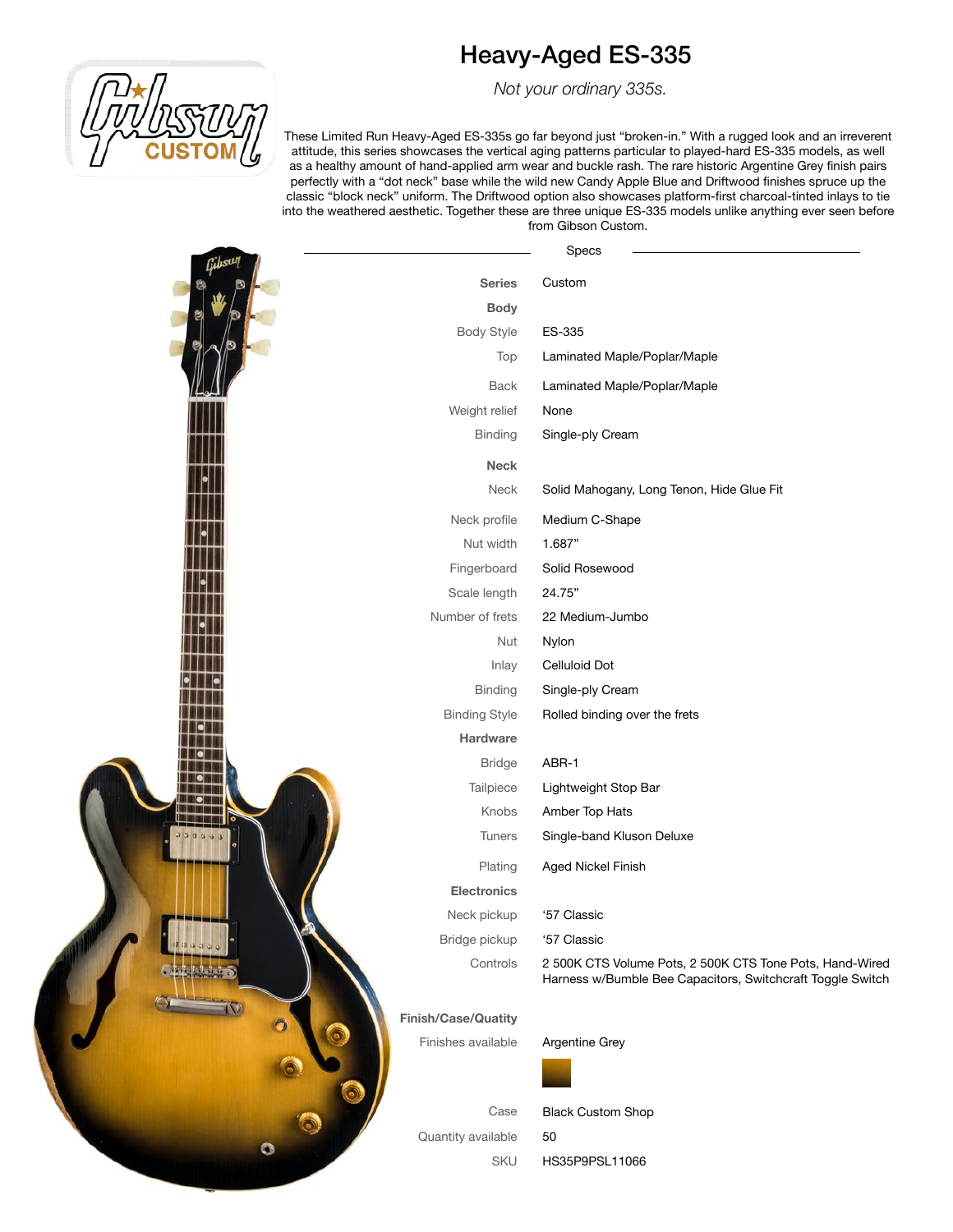# Heavy-Aged ES-335

*Not your ordinary 335s.*

These Limited Run Heavy-Aged ES-335s go far beyond just "broken-in." With a rugged look and an irreverent attitude, this series showcases the vertical aging patterns particular to played-hard ES-335 models, as well as a healthy amount of hand-applied arm wear and buckle rash. The rare historic Argentine Grey finish pairs perfectly with a "dot neck" base while the wild new Candy Apple Blue and Driftwood finishes spruce up the classic "block neck" uniform. The Driftwood option also showcases platform-first charcoal-tinted inlays to tie into the weathered aesthetic. Together these are three unique ES-335 models unlike anything ever seen before from Gibson Custom.

## Specs

| | |
|---|---|
| **Series** | Custom |
| **Body** | |
| Body Style | ES-335 |
| Top | Laminated Maple/Poplar/Maple |
| Back | Laminated Maple/Poplar/Maple |
| Weight relief | None |
| Binding | Single-ply Cream |
| **Neck** | |
| Neck | Solid Mahogany, Long Tenon, Hide Glue Fit |
| Neck profile | Medium C-Shape |
| Nut width | 1.687" |
| Fingerboard | Solid Rosewood |
| Scale length | 24.75" |
| Number of frets | 22 Medium-Jumbo |
| Nut | Nylon |
| Inlay | Celluloid Dot |
| Binding | Single-ply Cream |
| Binding Style | Rolled binding over the frets |
| **Hardware** | |
| Bridge | ABR-1 |
| Tailpiece | Lightweight Stop Bar |
| Knobs | Amber Top Hats |
| Tuners | Single-band Kluson Deluxe |
| Plating | Aged Nickel Finish |
| **Electronics** | |
| Neck pickup | '57 Classic |
| Bridge pickup | '57 Classic |
| Controls | 2 500K CTS Volume Pots, 2 500K CTS Tone Pots, Hand-Wired Harness w/Bumble Bee Capacitors, Switchcraft Toggle Switch |
| **Finish/Case/Quatity** | |
| Finishes available | Argentine Grey |
| Case | Black Custom Shop |
| Quantity available | 50 |
| SKU | HS35P9PSL11066 |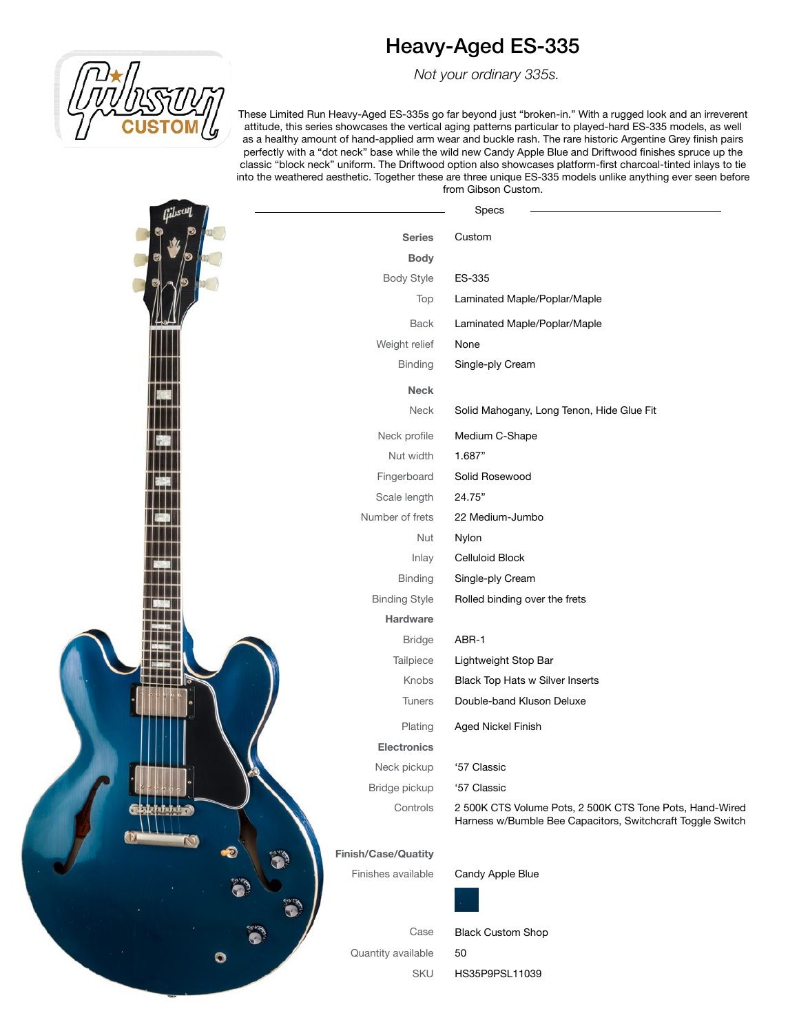# Heavy-Aged ES-335

*Not your ordinary 335s.*

These Limited Run Heavy-Aged ES-335s go far beyond just "broken-in." With a rugged look and an irreverent attitude, this series showcases the vertical aging patterns particular to played-hard ES-335 models, as well as a healthy amount of hand-applied arm wear and buckle rash. The rare historic Argentine Grey finish pairs perfectly with a "dot neck" base while the wild new Candy Apple Blue and Driftwood finishes spruce up the classic "block neck" uniform. The Driftwood option also showcases platform-first charcoal-tinted inlays to tie into the weathered aesthetic. Together these are three unique ES-335 models unlike anything ever seen before from Gibson Custom.

## Specs

| | |
|---|---|
| **Series** | Custom |
| **Body** | |
| Body Style | ES-335 |
| Top | Laminated Maple/Poplar/Maple |
| Back | Laminated Maple/Poplar/Maple |
| Weight relief | None |
| Binding | Single-ply Cream |
| **Neck** | |
| Neck | Solid Mahogany, Long Tenon, Hide Glue Fit |
| Neck profile | Medium C-Shape |
| Nut width | 1.687" |
| Fingerboard | Solid Rosewood |
| Scale length | 24.75" |
| Number of frets | 22 Medium-Jumbo |
| Nut | Nylon |
| Inlay | Celluloid Block |
| Binding | Single-ply Cream |
| Binding Style | Rolled binding over the frets |
| **Hardware** | |
| Bridge | ABR-1 |
| Tailpiece | Lightweight Stop Bar |
| Knobs | Black Top Hats w Silver Inserts |
| Tuners | Double-band Kluson Deluxe |
| Plating | Aged Nickel Finish |
| **Electronics** | |
| Neck pickup | '57 Classic |
| Bridge pickup | '57 Classic |
| Controls | 2 500K CTS Volume Pots, 2 500K CTS Tone Pots, Hand-Wired Harness w/Bumble Bee Capacitors, Switchcraft Toggle Switch |
| **Finish/Case/Quatity** | |
| Finishes available | Candy Apple Blue |
| Case | Black Custom Shop |
| Quantity available | 50 |
| SKU | HS35P9PSL11039 |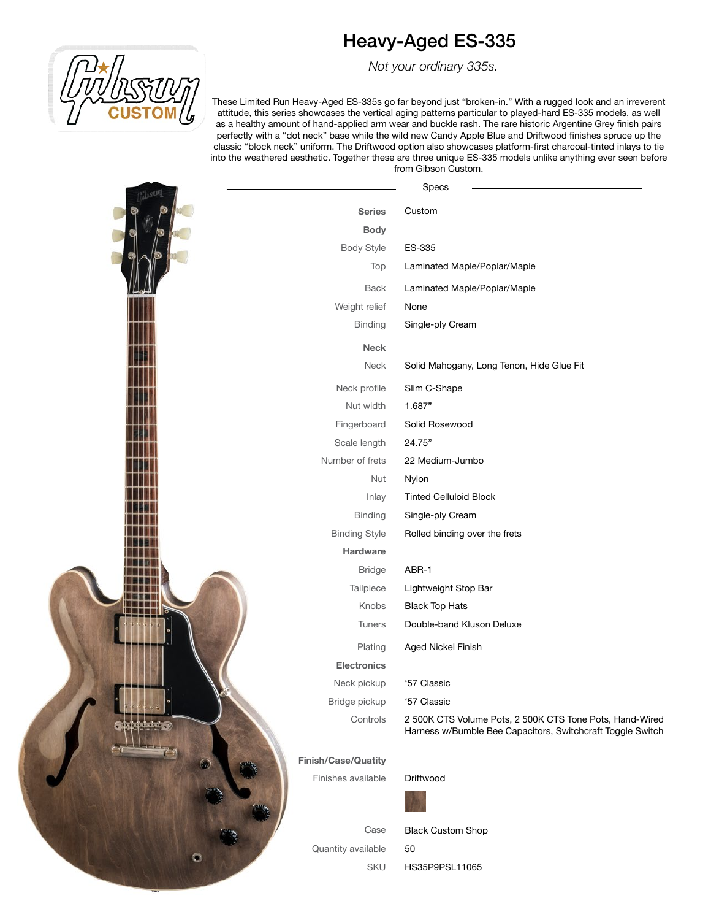# Heavy-Aged ES-335

*Not your ordinary 335s.*

These Limited Run Heavy-Aged ES-335s go far beyond just "broken-in." With a rugged look and an irreverent attitude, this series showcases the vertical aging patterns particular to played-hard ES-335 models, as well as a healthy amount of hand-applied arm wear and buckle rash. The rare historic Argentine Grey finish pairs perfectly with a "dot neck" base while the wild new Candy Apple Blue and Driftwood finishes spruce up the classic "block neck" uniform. The Driftwood option also showcases platform-first charcoal-tinted inlays to tie into the weathered aesthetic. Together these are three unique ES-335 models unlike anything ever seen before from Gibson Custom.

## Specs

| | |
|---|---|
| **Series** | Custom |
| **Body** | |
| Body Style | ES-335 |
| Top | Laminated Maple/Poplar/Maple |
| Back | Laminated Maple/Poplar/Maple |
| Weight relief | None |
| Binding | Single-ply Cream |
| **Neck** | |
| Neck | Solid Mahogany, Long Tenon, Hide Glue Fit |
| Neck profile | Slim C-Shape |
| Nut width | 1.687" |
| Fingerboard | Solid Rosewood |
| Scale length | 24.75" |
| Number of frets | 22 Medium-Jumbo |
| Nut | Nylon |
| Inlay | Tinted Celluloid Block |
| Binding | Single-ply Cream |
| Binding Style | Rolled binding over the frets |
| **Hardware** | |
| Bridge | ABR-1 |
| Tailpiece | Lightweight Stop Bar |
| Knobs | Black Top Hats |
| Tuners | Double-band Kluson Deluxe |
| Plating | Aged Nickel Finish |
| **Electronics** | |
| Neck pickup | '57 Classic |
| Bridge pickup | '57 Classic |
| Controls | 2 500K CTS Volume Pots, 2 500K CTS Tone Pots, Hand-Wired Harness w/Bumble Bee Capacitors, Switchcraft Toggle Switch |
| **Finish/Case/Quatity** | |
| Finishes available | Driftwood |
| Case | Black Custom Shop |
| Quantity available | 50 |
| SKU | HS35P9PSL11065 |